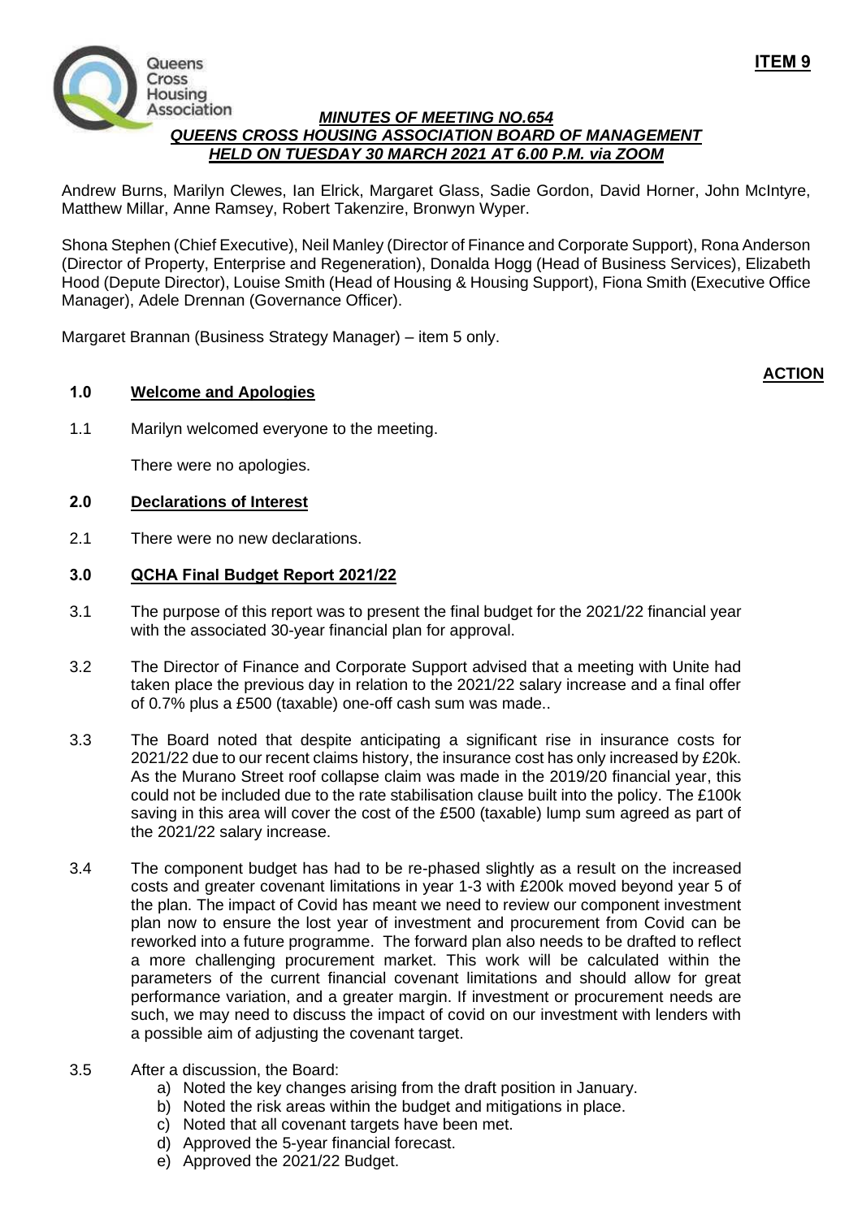**ITEM 9**

***MINUTES OF MEETING NO.654***
***QUEENS CROSS HOUSING ASSOCIATION BOARD OF MANAGEMENT***
***HELD ON TUESDAY 30 MARCH 2021 AT 6.00 P.M. via ZOOM***

Andrew Burns, Marilyn Clewes, Ian Elrick, Margaret Glass, Sadie Gordon, David Horner, John McIntyre, Matthew Millar, Anne Ramsey, Robert Takenzire, Bronwyn Wyper.

Shona Stephen (Chief Executive), Neil Manley (Director of Finance and Corporate Support), Rona Anderson (Director of Property, Enterprise and Regeneration), Donalda Hogg (Head of Business Services), Elizabeth Hood (Depute Director), Louise Smith (Head of Housing & Housing Support), Fiona Smith (Executive Office Manager), Adele Drennan (Governance Officer).

Margaret Brannan (Business Strategy Manager) – item 5 only.

**ACTION**

## 1.0 Welcome and Apologies

1.1 Marilyn welcomed everyone to the meeting.

There were no apologies.

## 2.0 Declarations of Interest

2.1 There were no new declarations.

## 3.0 QCHA Final Budget Report 2021/22

3.1 The purpose of this report was to present the final budget for the 2021/22 financial year with the associated 30-year financial plan for approval.

3.2 The Director of Finance and Corporate Support advised that a meeting with Unite had taken place the previous day in relation to the 2021/22 salary increase and a final offer of 0.7% plus a £500 (taxable) one-off cash sum was made..

3.3 The Board noted that despite anticipating a significant rise in insurance costs for 2021/22 due to our recent claims history, the insurance cost has only increased by £20k. As the Murano Street roof collapse claim was made in the 2019/20 financial year, this could not be included due to the rate stabilisation clause built into the policy. The £100k saving in this area will cover the cost of the £500 (taxable) lump sum agreed as part of the 2021/22 salary increase.

3.4 The component budget has had to be re-phased slightly as a result on the increased costs and greater covenant limitations in year 1-3 with £200k moved beyond year 5 of the plan. The impact of Covid has meant we need to review our component investment plan now to ensure the lost year of investment and procurement from Covid can be reworked into a future programme. The forward plan also needs to be drafted to reflect a more challenging procurement market. This work will be calculated within the parameters of the current financial covenant limitations and should allow for great performance variation, and a greater margin. If investment or procurement needs are such, we may need to discuss the impact of covid on our investment with lenders with a possible aim of adjusting the covenant target.

3.5 After a discussion, the Board:

a) Noted the key changes arising from the draft position in January.
b) Noted the risk areas within the budget and mitigations in place.
c) Noted that all covenant targets have been met.
d) Approved the 5-year financial forecast.
e) Approved the 2021/22 Budget.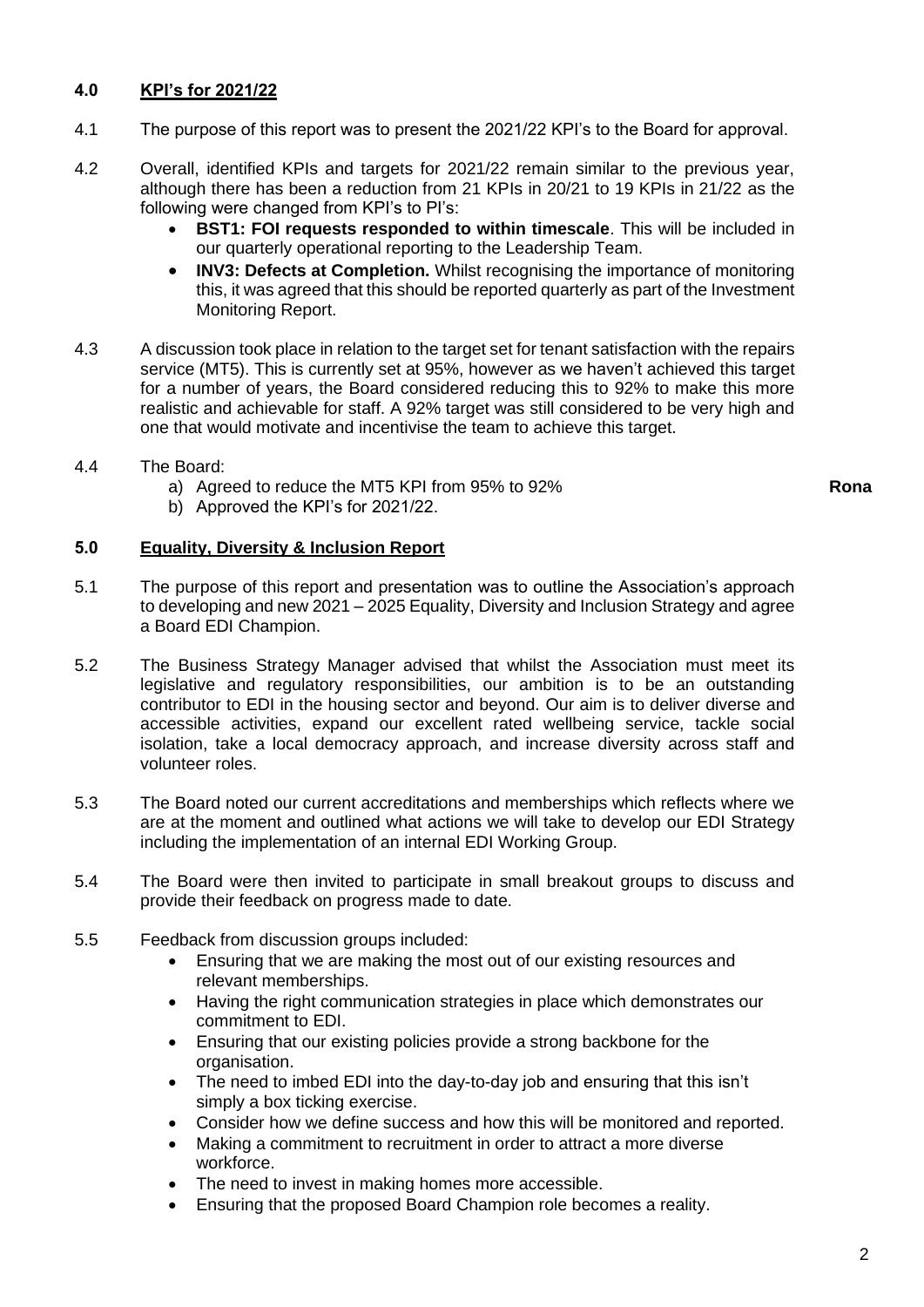## 4.0 KPI's for 2021/22

4.1 The purpose of this report was to present the 2021/22 KPI's to the Board for approval.

4.2 Overall, identified KPIs and targets for 2021/22 remain similar to the previous year, although there has been a reduction from 21 KPIs in 20/21 to 19 KPIs in 21/22 as the following were changed from KPI's to PI's:

- **BST1: FOI requests responded to within timescale**. This will be included in our quarterly operational reporting to the Leadership Team.
- **INV3: Defects at Completion.** Whilst recognising the importance of monitoring this, it was agreed that this should be reported quarterly as part of the Investment Monitoring Report.

4.3 A discussion took place in relation to the target set for tenant satisfaction with the repairs service (MT5). This is currently set at 95%, however as we haven't achieved this target for a number of years, the Board considered reducing this to 92% to make this more realistic and achievable for staff. A 92% target was still considered to be very high and one that would motivate and incentivise the team to achieve this target.

4.4 The Board:

a) Agreed to reduce the MT5 KPI from 95% to 92% **Rona**

b) Approved the KPI's for 2021/22.

## 5.0 Equality, Diversity & Inclusion Report

5.1 The purpose of this report and presentation was to outline the Association's approach to developing and new 2021 – 2025 Equality, Diversity and Inclusion Strategy and agree a Board EDI Champion.

5.2 The Business Strategy Manager advised that whilst the Association must meet its legislative and regulatory responsibilities, our ambition is to be an outstanding contributor to EDI in the housing sector and beyond. Our aim is to deliver diverse and accessible activities, expand our excellent rated wellbeing service, tackle social isolation, take a local democracy approach, and increase diversity across staff and volunteer roles.

5.3 The Board noted our current accreditations and memberships which reflects where we are at the moment and outlined what actions we will take to develop our EDI Strategy including the implementation of an internal EDI Working Group.

5.4 The Board were then invited to participate in small breakout groups to discuss and provide their feedback on progress made to date.

5.5 Feedback from discussion groups included:

- Ensuring that we are making the most out of our existing resources and relevant memberships.
- Having the right communication strategies in place which demonstrates our commitment to EDI.
- Ensuring that our existing policies provide a strong backbone for the organisation.
- The need to imbed EDI into the day-to-day job and ensuring that this isn't simply a box ticking exercise.
- Consider how we define success and how this will be monitored and reported.
- Making a commitment to recruitment in order to attract a more diverse workforce.
- The need to invest in making homes more accessible.
- Ensuring that the proposed Board Champion role becomes a reality.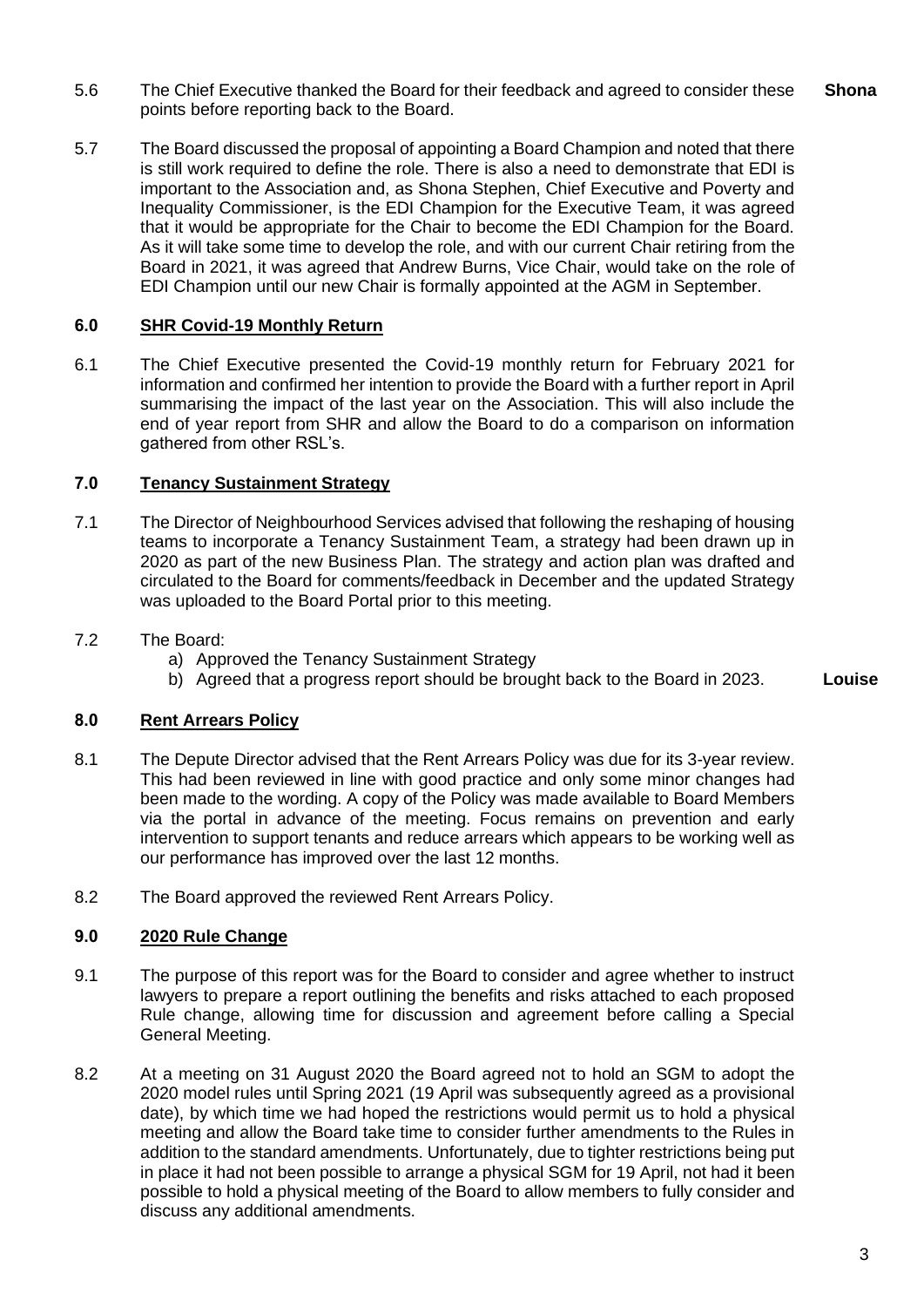5.6 The Chief Executive thanked the Board for their feedback and agreed to consider these points before reporting back to the Board. **Shona**

5.7 The Board discussed the proposal of appointing a Board Champion and noted that there is still work required to define the role. There is also a need to demonstrate that EDI is important to the Association and, as Shona Stephen, Chief Executive and Poverty and Inequality Commissioner, is the EDI Champion for the Executive Team, it was agreed that it would be appropriate for the Chair to become the EDI Champion for the Board. As it will take some time to develop the role, and with our current Chair retiring from the Board in 2021, it was agreed that Andrew Burns, Vice Chair, would take on the role of EDI Champion until our new Chair is formally appointed at the AGM in September.

## 6.0 SHR Covid-19 Monthly Return

6.1 The Chief Executive presented the Covid-19 monthly return for February 2021 for information and confirmed her intention to provide the Board with a further report in April summarising the impact of the last year on the Association. This will also include the end of year report from SHR and allow the Board to do a comparison on information gathered from other RSL's.

## 7.0 Tenancy Sustainment Strategy

7.1 The Director of Neighbourhood Services advised that following the reshaping of housing teams to incorporate a Tenancy Sustainment Team, a strategy had been drawn up in 2020 as part of the new Business Plan. The strategy and action plan was drafted and circulated to the Board for comments/feedback in December and the updated Strategy was uploaded to the Board Portal prior to this meeting.

7.2 The Board:

a) Approved the Tenancy Sustainment Strategy
b) Agreed that a progress report should be brought back to the Board in 2023. **Louise**

## 8.0 Rent Arrears Policy

8.1 The Depute Director advised that the Rent Arrears Policy was due for its 3-year review. This had been reviewed in line with good practice and only some minor changes had been made to the wording. A copy of the Policy was made available to Board Members via the portal in advance of the meeting. Focus remains on prevention and early intervention to support tenants and reduce arrears which appears to be working well as our performance has improved over the last 12 months.

8.2 The Board approved the reviewed Rent Arrears Policy.

## 9.0 2020 Rule Change

9.1 The purpose of this report was for the Board to consider and agree whether to instruct lawyers to prepare a report outlining the benefits and risks attached to each proposed Rule change, allowing time for discussion and agreement before calling a Special General Meeting.

8.2 At a meeting on 31 August 2020 the Board agreed not to hold an SGM to adopt the 2020 model rules until Spring 2021 (19 April was subsequently agreed as a provisional date), by which time we had hoped the restrictions would permit us to hold a physical meeting and allow the Board take time to consider further amendments to the Rules in addition to the standard amendments. Unfortunately, due to tighter restrictions being put in place it had not been possible to arrange a physical SGM for 19 April, not had it been possible to hold a physical meeting of the Board to allow members to fully consider and discuss any additional amendments.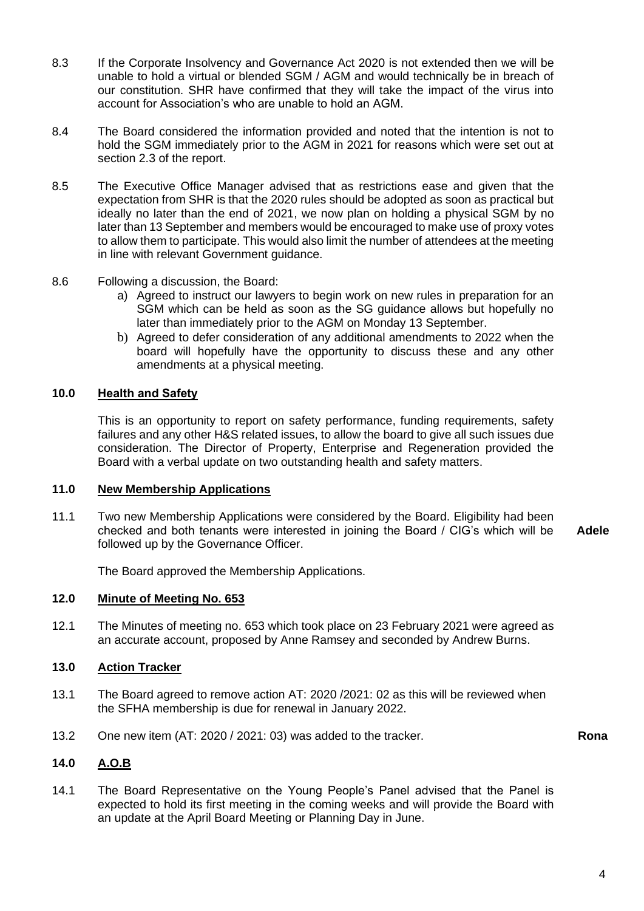8.3 If the Corporate Insolvency and Governance Act 2020 is not extended then we will be unable to hold a virtual or blended SGM / AGM and would technically be in breach of our constitution. SHR have confirmed that they will take the impact of the virus into account for Association's who are unable to hold an AGM.

8.4 The Board considered the information provided and noted that the intention is not to hold the SGM immediately prior to the AGM in 2021 for reasons which were set out at section 2.3 of the report.

8.5 The Executive Office Manager advised that as restrictions ease and given that the expectation from SHR is that the 2020 rules should be adopted as soon as practical but ideally no later than the end of 2021, we now plan on holding a physical SGM by no later than 13 September and members would be encouraged to make use of proxy votes to allow them to participate. This would also limit the number of attendees at the meeting in line with relevant Government guidance.

8.6 Following a discussion, the Board:

a) Agreed to instruct our lawyers to begin work on new rules in preparation for an SGM which can be held as soon as the SG guidance allows but hopefully no later than immediately prior to the AGM on Monday 13 September.

b) Agreed to defer consideration of any additional amendments to 2022 when the board will hopefully have the opportunity to discuss these and any other amendments at a physical meeting.

## 10.0 Health and Safety

This is an opportunity to report on safety performance, funding requirements, safety failures and any other H&S related issues, to allow the board to give all such issues due consideration. The Director of Property, Enterprise and Regeneration provided the Board with a verbal update on two outstanding health and safety matters.

## 11.0 New Membership Applications

11.1 Two new Membership Applications were considered by the Board. Eligibility had been checked and both tenants were interested in joining the Board / CIG's which will be followed up by the Governance Officer. **Adele**

The Board approved the Membership Applications.

## 12.0 Minute of Meeting No. 653

12.1 The Minutes of meeting no. 653 which took place on 23 February 2021 were agreed as an accurate account, proposed by Anne Ramsey and seconded by Andrew Burns.

## 13.0 Action Tracker

13.1 The Board agreed to remove action AT: 2020 /2021: 02 as this will be reviewed when the SFHA membership is due for renewal in January 2022.

13.2 One new item (AT: 2020 / 2021: 03) was added to the tracker. **Rona**

## 14.0 A.O.B

14.1 The Board Representative on the Young People's Panel advised that the Panel is expected to hold its first meeting in the coming weeks and will provide the Board with an update at the April Board Meeting or Planning Day in June.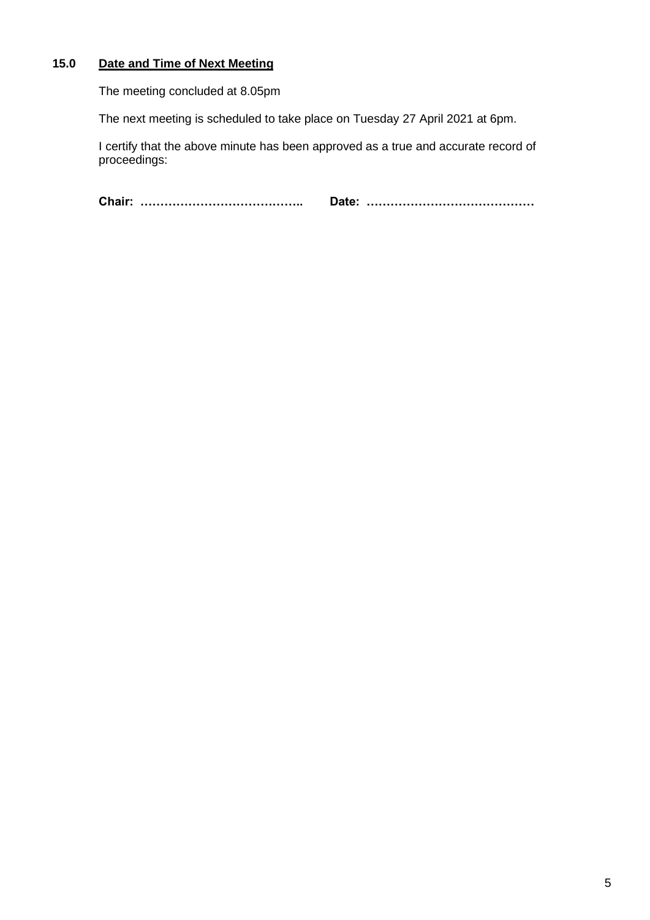## 15.0 Date and Time of Next Meeting

The meeting concluded at 8.05pm

The next meeting is scheduled to take place on Tuesday 27 April 2021 at 6pm.

I certify that the above minute has been approved as a true and accurate record of proceedings:

**Chair: …………………………………..      Date: ……………………………………**